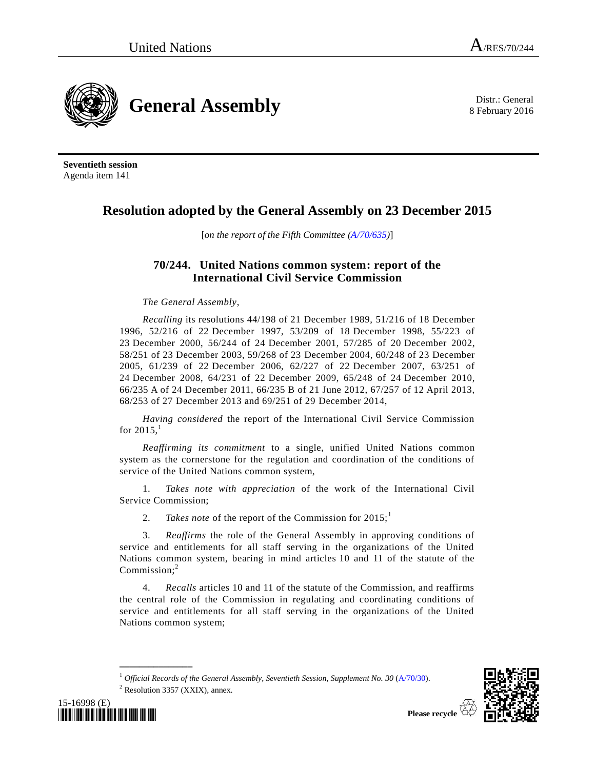United Nations A/RES/70/244

# General Assembly

Distr.: General
8 February 2016

**Seventieth session**
Agenda item 141

## Resolution adopted by the General Assembly on 23 December 2015

[*on the report of the Fifth Committee (A/70/635)*]

### 70/244. United Nations common system: report of the International Civil Service Commission

*The General Assembly*,

*Recalling* its resolutions 44/198 of 21 December 1989, 51/216 of 18 December 1996, 52/216 of 22 December 1997, 53/209 of 18 December 1998, 55/223 of 23 December 2000, 56/244 of 24 December 2001, 57/285 of 20 December 2002, 58/251 of 23 December 2003, 59/268 of 23 December 2004, 60/248 of 23 December 2005, 61/239 of 22 December 2006, 62/227 of 22 December 2007, 63/251 of 24 December 2008, 64/231 of 22 December 2009, 65/248 of 24 December 2010, 66/235 A of 24 December 2011, 66/235 B of 21 June 2012, 67/257 of 12 April 2013, 68/253 of 27 December 2013 and 69/251 of 29 December 2014,

*Having considered* the report of the International Civil Service Commission for 2015,[1]

*Reaffirming its commitment* to a single, unified United Nations common system as the cornerstone for the regulation and coordination of the conditions of service of the United Nations common system,

1. *Takes note with appreciation* of the work of the International Civil Service Commission;

2. *Takes note* of the report of the Commission for 2015;[1]

3. *Reaffirms* the role of the General Assembly in approving conditions of service and entitlements for all staff serving in the organizations of the United Nations common system, bearing in mind articles 10 and 11 of the statute of the Commission;[2]

4. *Recalls* articles 10 and 11 of the statute of the Commission, and reaffirms the central role of the Commission in regulating and coordinating conditions of service and entitlements for all staff serving in the organizations of the United Nations common system;

---

[1] *Official Records of the General Assembly, Seventieth Session, Supplement No. 30* (A/70/30).
[2] Resolution 3357 (XXIX), annex.

15-16998 (E)

Please recycle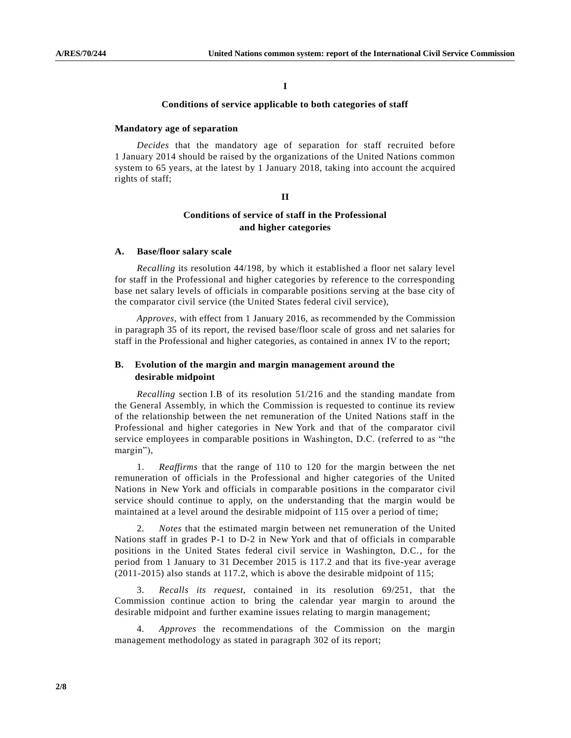# I

## Conditions of service applicable to both categories of staff

### Mandatory age of separation

*Decides* that the mandatory age of separation for staff recruited before 1 January 2014 should be raised by the organizations of the United Nations common system to 65 years, at the latest by 1 January 2018, taking into account the acquired rights of staff;

# II

## Conditions of service of staff in the Professional and higher categories

### A. Base/floor salary scale

*Recalling* its resolution 44/198, by which it established a floor net salary level for staff in the Professional and higher categories by reference to the corresponding base net salary levels of officials in comparable positions serving at the base city of the comparator civil service (the United States federal civil service),

*Approves*, with effect from 1 January 2016, as recommended by the Commission in paragraph 35 of its report, the revised base/floor scale of gross and net salaries for staff in the Professional and higher categories, as contained in annex IV to the report;

### B. Evolution of the margin and margin management around the desirable midpoint

*Recalling* section I.B of its resolution 51/216 and the standing mandate from the General Assembly, in which the Commission is requested to continue its review of the relationship between the net remuneration of the United Nations staff in the Professional and higher categories in New York and that of the comparator civil service employees in comparable positions in Washington, D.C. (referred to as "the margin"),

1. *Reaffirms* that the range of 110 to 120 for the margin between the net remuneration of officials in the Professional and higher categories of the United Nations in New York and officials in comparable positions in the comparator civil service should continue to apply, on the understanding that the margin would be maintained at a level around the desirable midpoint of 115 over a period of time;

2. *Notes* that the estimated margin between net remuneration of the United Nations staff in grades P-1 to D-2 in New York and that of officials in comparable positions in the United States federal civil service in Washington, D.C., for the period from 1 January to 31 December 2015 is 117.2 and that its five-year average (2011-2015) also stands at 117.2, which is above the desirable midpoint of 115;

3. *Recalls its request*, contained in its resolution 69/251, that the Commission continue action to bring the calendar year margin to around the desirable midpoint and further examine issues relating to margin management;

4. *Approves* the recommendations of the Commission on the margin management methodology as stated in paragraph 302 of its report;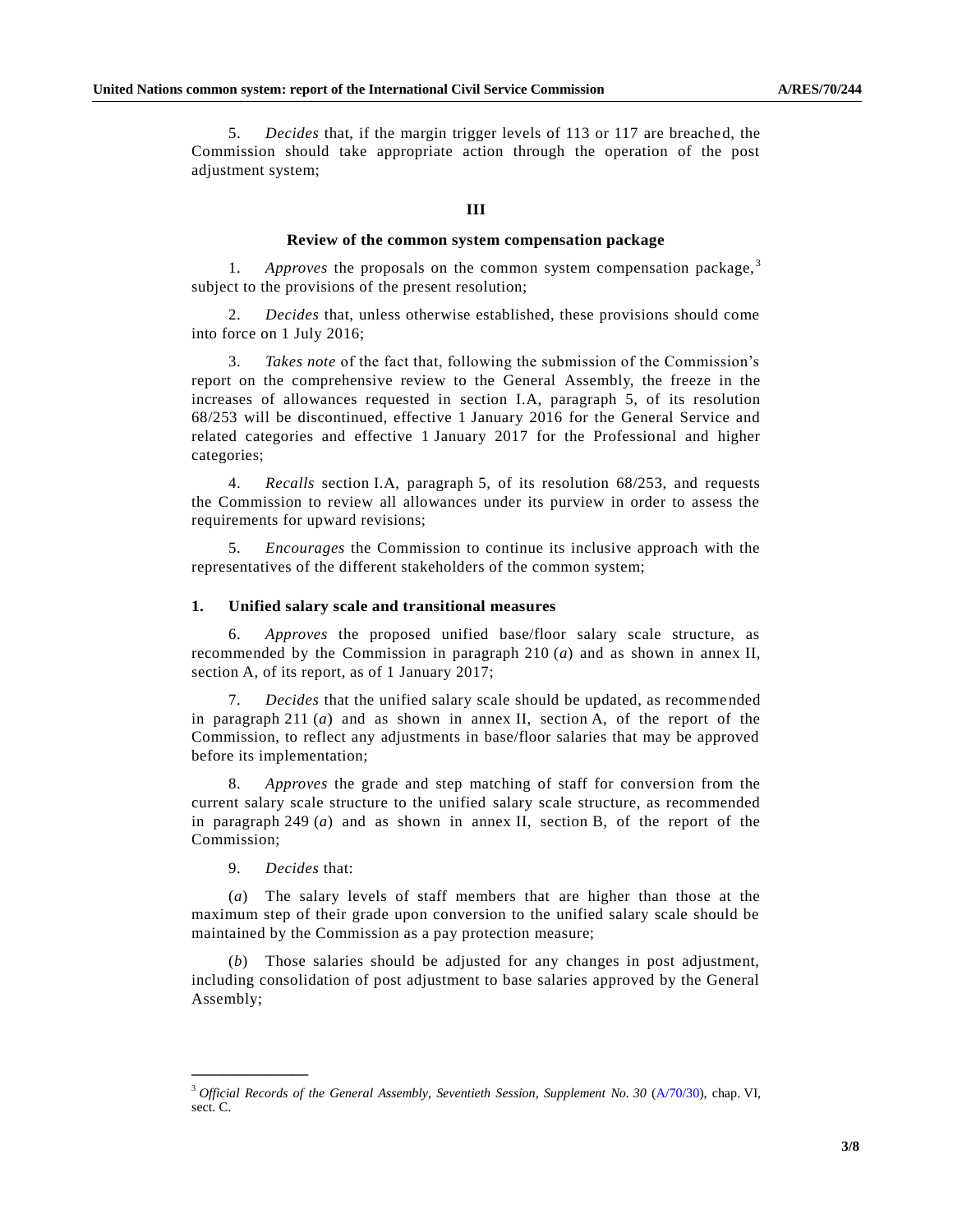5. *Decides* that, if the margin trigger levels of 113 or 117 are breached, the Commission should take appropriate action through the operation of the post adjustment system;

### III

### Review of the common system compensation package

1. *Approves* the proposals on the common system compensation package,[3] subject to the provisions of the present resolution;

2. *Decides* that, unless otherwise established, these provisions should come into force on 1 July 2016;

3. *Takes note* of the fact that, following the submission of the Commission's report on the comprehensive review to the General Assembly, the freeze in the increases of allowances requested in section I.A, paragraph 5, of its resolution 68/253 will be discontinued, effective 1 January 2016 for the General Service and related categories and effective 1 January 2017 for the Professional and higher categories;

4. *Recalls* section I.A, paragraph 5, of its resolution 68/253, and requests the Commission to review all allowances under its purview in order to assess the requirements for upward revisions;

5. *Encourages* the Commission to continue its inclusive approach with the representatives of the different stakeholders of the common system;

#### 1. Unified salary scale and transitional measures

6. *Approves* the proposed unified base/floor salary scale structure, as recommended by the Commission in paragraph 210 (*a*) and as shown in annex II, section A, of its report, as of 1 January 2017;

7. *Decides* that the unified salary scale should be updated, as recommended in paragraph 211 (*a*) and as shown in annex II, section A, of the report of the Commission, to reflect any adjustments in base/floor salaries that may be approved before its implementation;

8. *Approves* the grade and step matching of staff for conversion from the current salary scale structure to the unified salary scale structure, as recommended in paragraph 249 (*a*) and as shown in annex II, section B, of the report of the Commission;

9. *Decides* that:

(*a*) The salary levels of staff members that are higher than those at the maximum step of their grade upon conversion to the unified salary scale should be maintained by the Commission as a pay protection measure;

(*b*) Those salaries should be adjusted for any changes in post adjustment, including consolidation of post adjustment to base salaries approved by the General Assembly;

---

[3] *Official Records of the General Assembly, Seventieth Session, Supplement No. 30* (A/70/30), chap. VI, sect. C.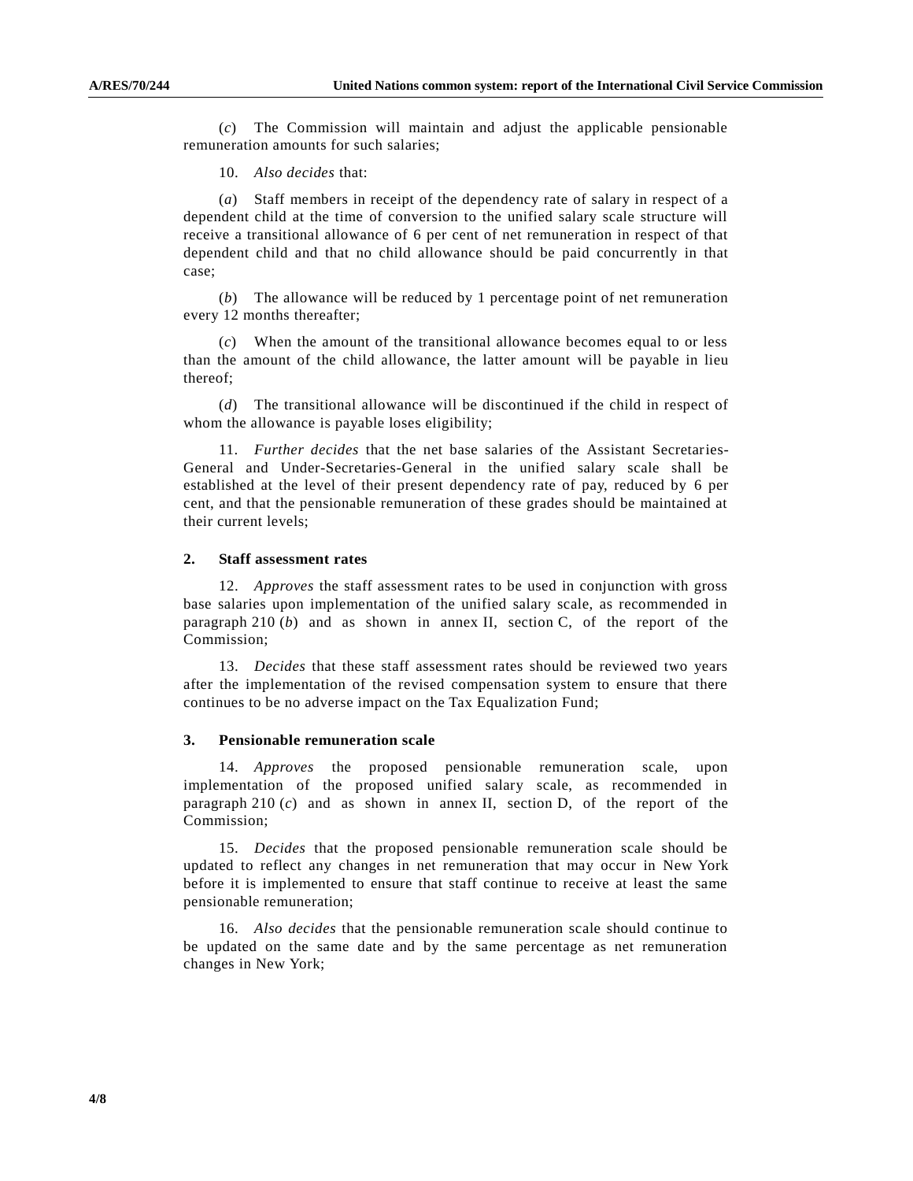(*c*) The Commission will maintain and adjust the applicable pensionable remuneration amounts for such salaries;

10. *Also decides* that:

(*a*) Staff members in receipt of the dependency rate of salary in respect of a dependent child at the time of conversion to the unified salary scale structure will receive a transitional allowance of 6 per cent of net remuneration in respect of that dependent child and that no child allowance should be paid concurrently in that case;

(*b*) The allowance will be reduced by 1 percentage point of net remuneration every 12 months thereafter;

(*c*) When the amount of the transitional allowance becomes equal to or less than the amount of the child allowance, the latter amount will be payable in lieu thereof;

(*d*) The transitional allowance will be discontinued if the child in respect of whom the allowance is payable loses eligibility;

11. *Further decides* that the net base salaries of the Assistant Secretaries-General and Under-Secretaries-General in the unified salary scale shall be established at the level of their present dependency rate of pay, reduced by 6 per cent, and that the pensionable remuneration of these grades should be maintained at their current levels;

### 2. Staff assessment rates

12. *Approves* the staff assessment rates to be used in conjunction with gross base salaries upon implementation of the unified salary scale, as recommended in paragraph 210 (*b*) and as shown in annex II, section C, of the report of the Commission;

13. *Decides* that these staff assessment rates should be reviewed two years after the implementation of the revised compensation system to ensure that there continues to be no adverse impact on the Tax Equalization Fund;

### 3. Pensionable remuneration scale

14. *Approves* the proposed pensionable remuneration scale, upon implementation of the proposed unified salary scale, as recommended in paragraph 210 (*c*) and as shown in annex II, section D, of the report of the Commission;

15. *Decides* that the proposed pensionable remuneration scale should be updated to reflect any changes in net remuneration that may occur in New York before it is implemented to ensure that staff continue to receive at least the same pensionable remuneration;

16. *Also decides* that the pensionable remuneration scale should continue to be updated on the same date and by the same percentage as net remuneration changes in New York;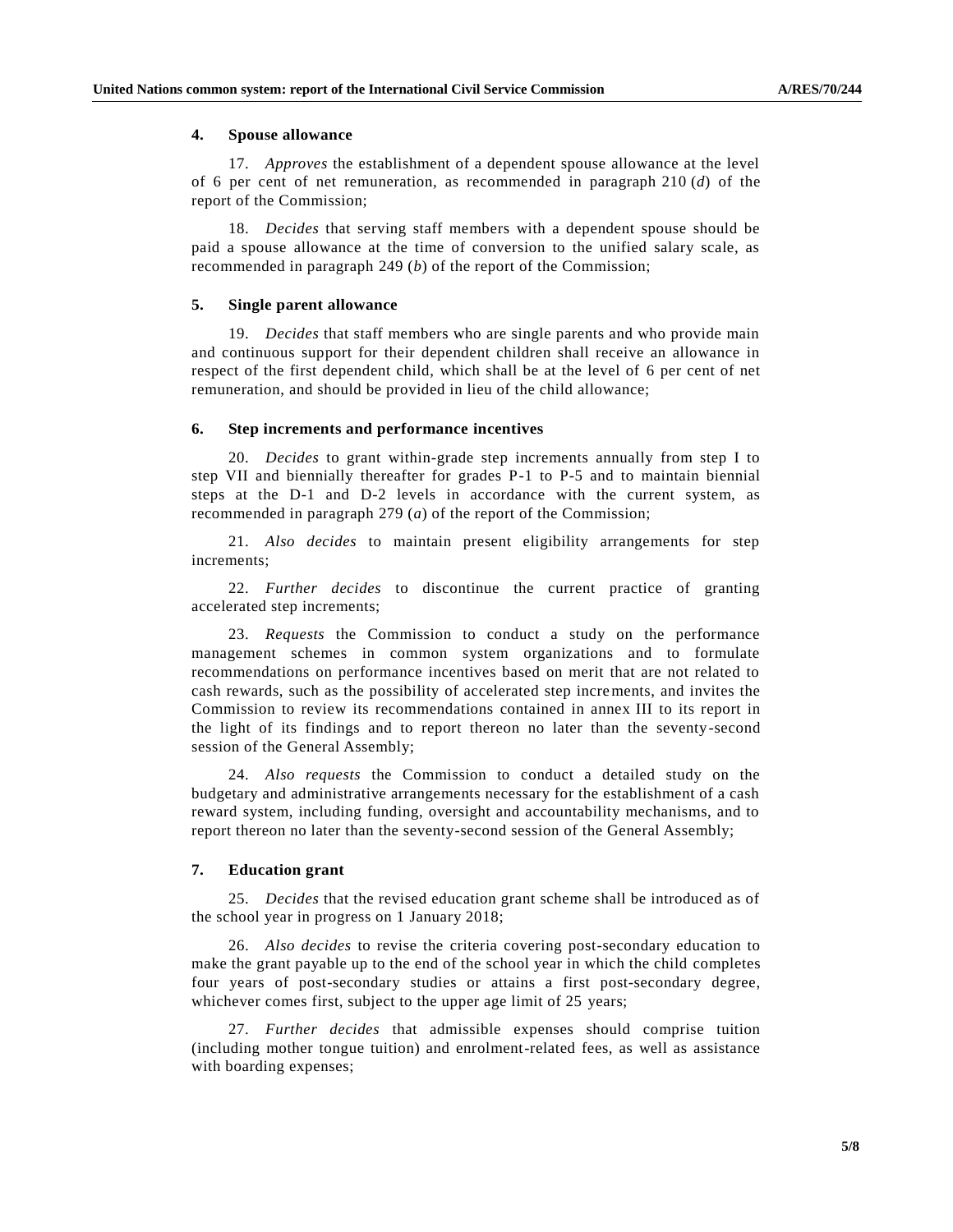### 4. Spouse allowance

17. *Approves* the establishment of a dependent spouse allowance at the level of 6 per cent of net remuneration, as recommended in paragraph 210 (*d*) of the report of the Commission;

18. *Decides* that serving staff members with a dependent spouse should be paid a spouse allowance at the time of conversion to the unified salary scale, as recommended in paragraph 249 (*b*) of the report of the Commission;

### 5. Single parent allowance

19. *Decides* that staff members who are single parents and who provide main and continuous support for their dependent children shall receive an allowance in respect of the first dependent child, which shall be at the level of 6 per cent of net remuneration, and should be provided in lieu of the child allowance;

### 6. Step increments and performance incentives

20. *Decides* to grant within-grade step increments annually from step I to step VII and biennially thereafter for grades P-1 to P-5 and to maintain biennial steps at the D-1 and D-2 levels in accordance with the current system, as recommended in paragraph 279 (*a*) of the report of the Commission;

21. *Also decides* to maintain present eligibility arrangements for step increments;

22. *Further decides* to discontinue the current practice of granting accelerated step increments;

23. *Requests* the Commission to conduct a study on the performance management schemes in common system organizations and to formulate recommendations on performance incentives based on merit that are not related to cash rewards, such as the possibility of accelerated step increments, and invites the Commission to review its recommendations contained in annex III to its report in the light of its findings and to report thereon no later than the seventy-second session of the General Assembly;

24. *Also requests* the Commission to conduct a detailed study on the budgetary and administrative arrangements necessary for the establishment of a cash reward system, including funding, oversight and accountability mechanisms, and to report thereon no later than the seventy-second session of the General Assembly;

### 7. Education grant

25. *Decides* that the revised education grant scheme shall be introduced as of the school year in progress on 1 January 2018;

26. *Also decides* to revise the criteria covering post-secondary education to make the grant payable up to the end of the school year in which the child completes four years of post-secondary studies or attains a first post-secondary degree, whichever comes first, subject to the upper age limit of 25 years;

27. *Further decides* that admissible expenses should comprise tuition (including mother tongue tuition) and enrolment-related fees, as well as assistance with boarding expenses;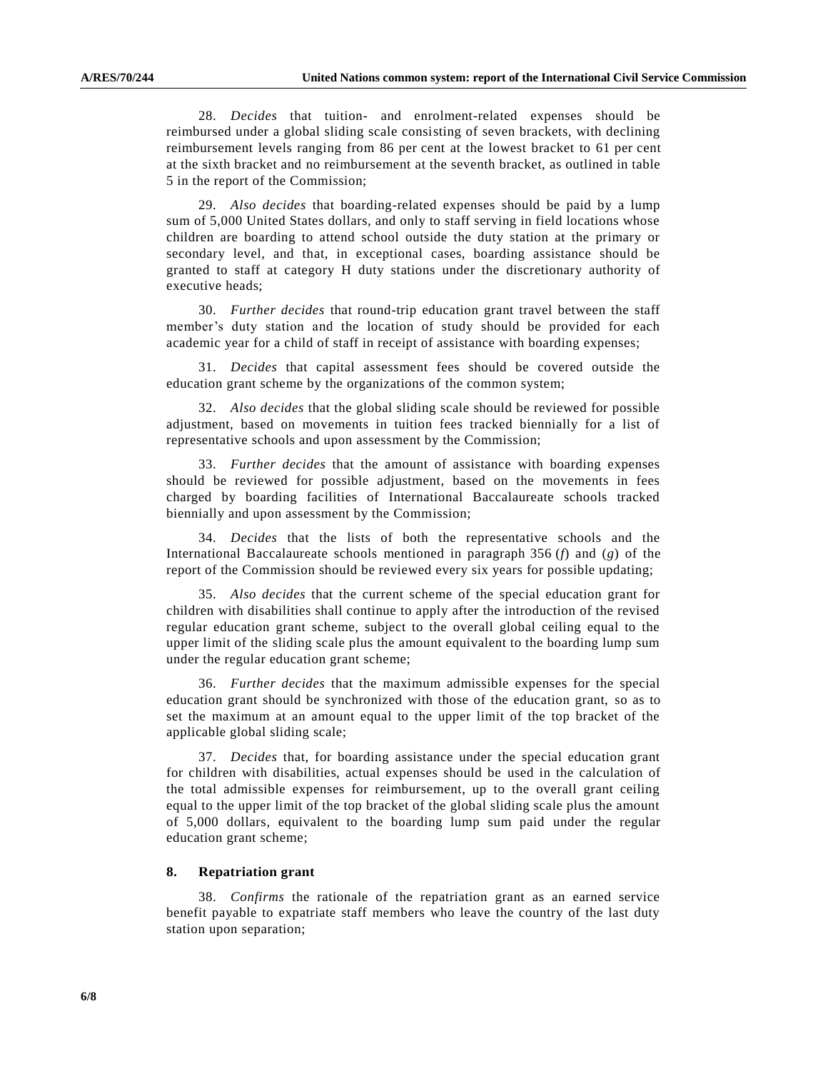28. *Decides* that tuition- and enrolment-related expenses should be reimbursed under a global sliding scale consisting of seven brackets, with declining reimbursement levels ranging from 86 per cent at the lowest bracket to 61 per cent at the sixth bracket and no reimbursement at the seventh bracket, as outlined in table 5 in the report of the Commission;

29. *Also decides* that boarding-related expenses should be paid by a lump sum of 5,000 United States dollars, and only to staff serving in field locations whose children are boarding to attend school outside the duty station at the primary or secondary level, and that, in exceptional cases, boarding assistance should be granted to staff at category H duty stations under the discretionary authority of executive heads;

30. *Further decides* that round-trip education grant travel between the staff member's duty station and the location of study should be provided for each academic year for a child of staff in receipt of assistance with boarding expenses;

31. *Decides* that capital assessment fees should be covered outside the education grant scheme by the organizations of the common system;

32. *Also decides* that the global sliding scale should be reviewed for possible adjustment, based on movements in tuition fees tracked biennially for a list of representative schools and upon assessment by the Commission;

33. *Further decides* that the amount of assistance with boarding expenses should be reviewed for possible adjustment, based on the movements in fees charged by boarding facilities of International Baccalaureate schools tracked biennially and upon assessment by the Commission;

34. *Decides* that the lists of both the representative schools and the International Baccalaureate schools mentioned in paragraph 356 (*f*) and (*g*) of the report of the Commission should be reviewed every six years for possible updating;

35. *Also decides* that the current scheme of the special education grant for children with disabilities shall continue to apply after the introduction of the revised regular education grant scheme, subject to the overall global ceiling equal to the upper limit of the sliding scale plus the amount equivalent to the boarding lump sum under the regular education grant scheme;

36. *Further decides* that the maximum admissible expenses for the special education grant should be synchronized with those of the education grant, so as to set the maximum at an amount equal to the upper limit of the top bracket of the applicable global sliding scale;

37. *Decides* that, for boarding assistance under the special education grant for children with disabilities, actual expenses should be used in the calculation of the total admissible expenses for reimbursement, up to the overall grant ceiling equal to the upper limit of the top bracket of the global sliding scale plus the amount of 5,000 dollars, equivalent to the boarding lump sum paid under the regular education grant scheme;

### 8. Repatriation grant

38. *Confirms* the rationale of the repatriation grant as an earned service benefit payable to expatriate staff members who leave the country of the last duty station upon separation;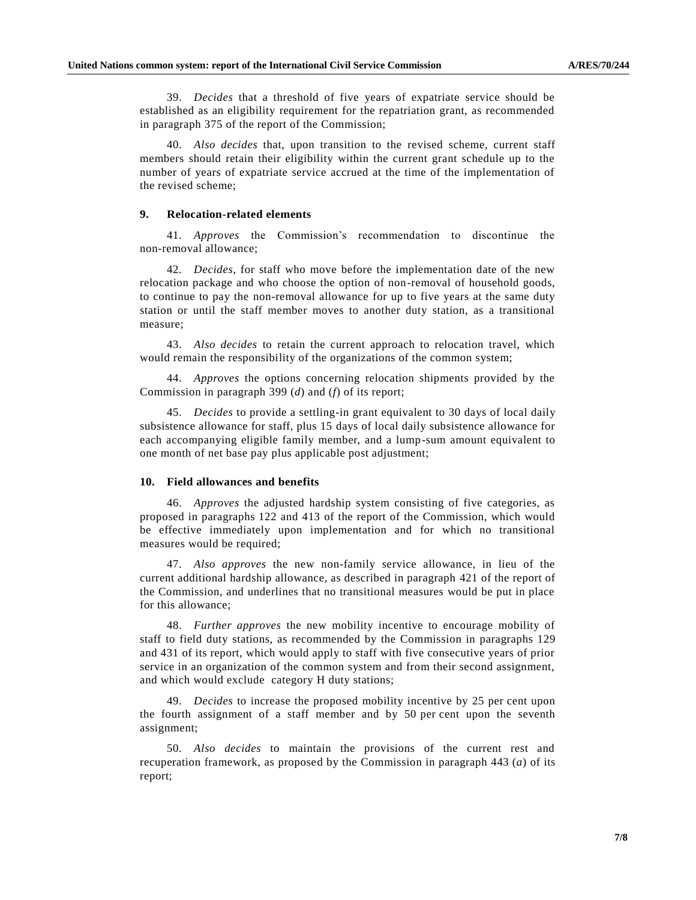39. *Decides* that a threshold of five years of expatriate service should be established as an eligibility requirement for the repatriation grant, as recommended in paragraph 375 of the report of the Commission;

40. *Also decides* that, upon transition to the revised scheme, current staff members should retain their eligibility within the current grant schedule up to the number of years of expatriate service accrued at the time of the implementation of the revised scheme;

### 9. Relocation-related elements

41. *Approves* the Commission's recommendation to discontinue the non-removal allowance;

42. *Decides*, for staff who move before the implementation date of the new relocation package and who choose the option of non-removal of household goods, to continue to pay the non-removal allowance for up to five years at the same duty station or until the staff member moves to another duty station, as a transitional measure;

43. *Also decides* to retain the current approach to relocation travel, which would remain the responsibility of the organizations of the common system;

44. *Approves* the options concerning relocation shipments provided by the Commission in paragraph 399 (*d*) and (*f*) of its report;

45. *Decides* to provide a settling-in grant equivalent to 30 days of local daily subsistence allowance for staff, plus 15 days of local daily subsistence allowance for each accompanying eligible family member, and a lump-sum amount equivalent to one month of net base pay plus applicable post adjustment;

### 10. Field allowances and benefits

46. *Approves* the adjusted hardship system consisting of five categories, as proposed in paragraphs 122 and 413 of the report of the Commission, which would be effective immediately upon implementation and for which no transitional measures would be required;

47. *Also approves* the new non-family service allowance, in lieu of the current additional hardship allowance, as described in paragraph 421 of the report of the Commission, and underlines that no transitional measures would be put in place for this allowance;

48. *Further approves* the new mobility incentive to encourage mobility of staff to field duty stations, as recommended by the Commission in paragraphs 129 and 431 of its report, which would apply to staff with five consecutive years of prior service in an organization of the common system and from their second assignment, and which would exclude category H duty stations;

49. *Decides* to increase the proposed mobility incentive by 25 per cent upon the fourth assignment of a staff member and by 50 per cent upon the seventh assignment;

50. *Also decides* to maintain the provisions of the current rest and recuperation framework, as proposed by the Commission in paragraph 443 (*a*) of its report;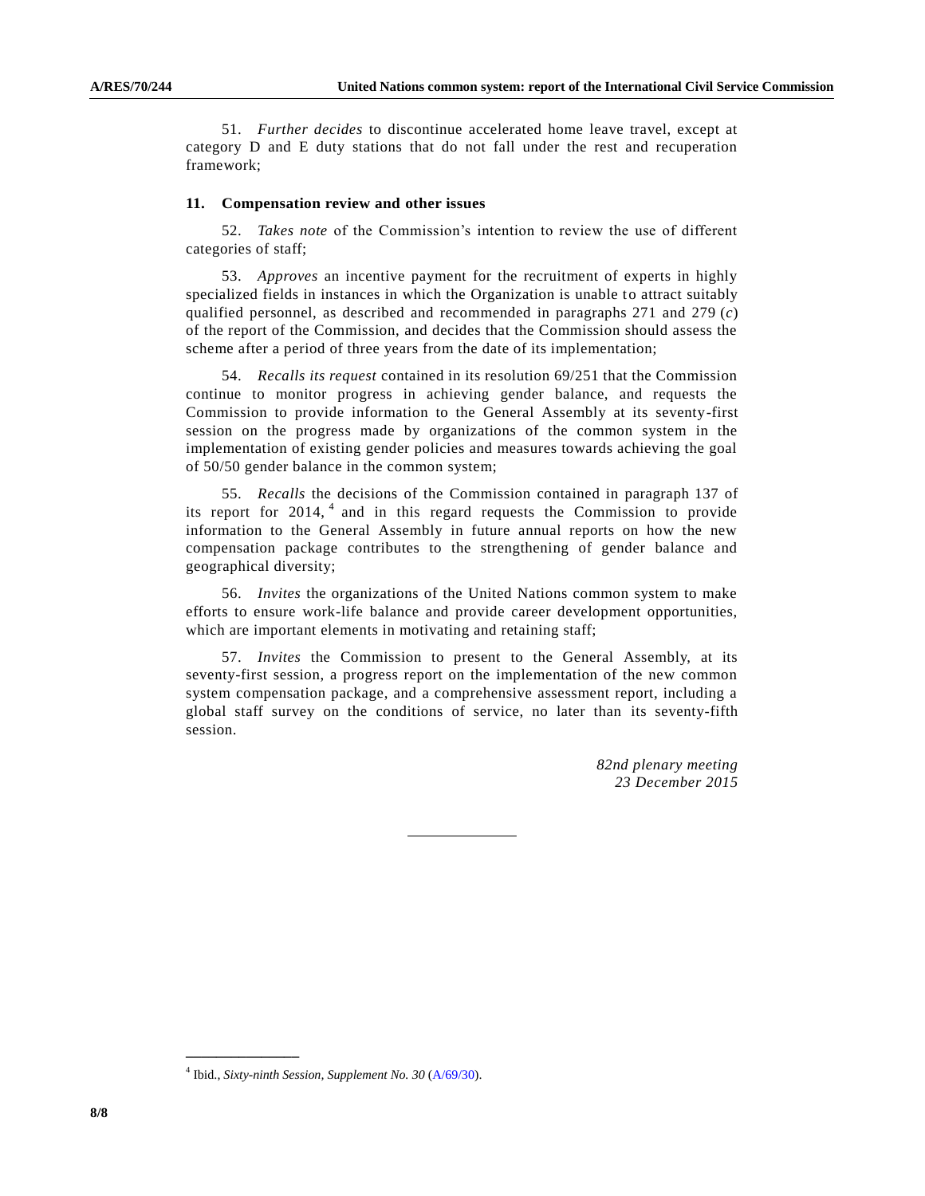51. *Further decides* to discontinue accelerated home leave travel, except at category D and E duty stations that do not fall under the rest and recuperation framework;

### 11. Compensation review and other issues

52. *Takes note* of the Commission's intention to review the use of different categories of staff;

53. *Approves* an incentive payment for the recruitment of experts in highly specialized fields in instances in which the Organization is unable to attract suitably qualified personnel, as described and recommended in paragraphs 271 and 279 (*c*) of the report of the Commission, and decides that the Commission should assess the scheme after a period of three years from the date of its implementation;

54. *Recalls its request* contained in its resolution 69/251 that the Commission continue to monitor progress in achieving gender balance, and requests the Commission to provide information to the General Assembly at its seventy-first session on the progress made by organizations of the common system in the implementation of existing gender policies and measures towards achieving the goal of 50/50 gender balance in the common system;

55. *Recalls* the decisions of the Commission contained in paragraph 137 of its report for 2014,[4] and in this regard requests the Commission to provide information to the General Assembly in future annual reports on how the new compensation package contributes to the strengthening of gender balance and geographical diversity;

56. *Invites* the organizations of the United Nations common system to make efforts to ensure work-life balance and provide career development opportunities, which are important elements in motivating and retaining staff;

57. *Invites* the Commission to present to the General Assembly, at its seventy-first session, a progress report on the implementation of the new common system compensation package, and a comprehensive assessment report, including a global staff survey on the conditions of service, no later than its seventy-fifth session.

*82nd plenary meeting*
*23 December 2015*

---

[4] Ibid., *Sixty-ninth Session, Supplement No. 30* (A/69/30).